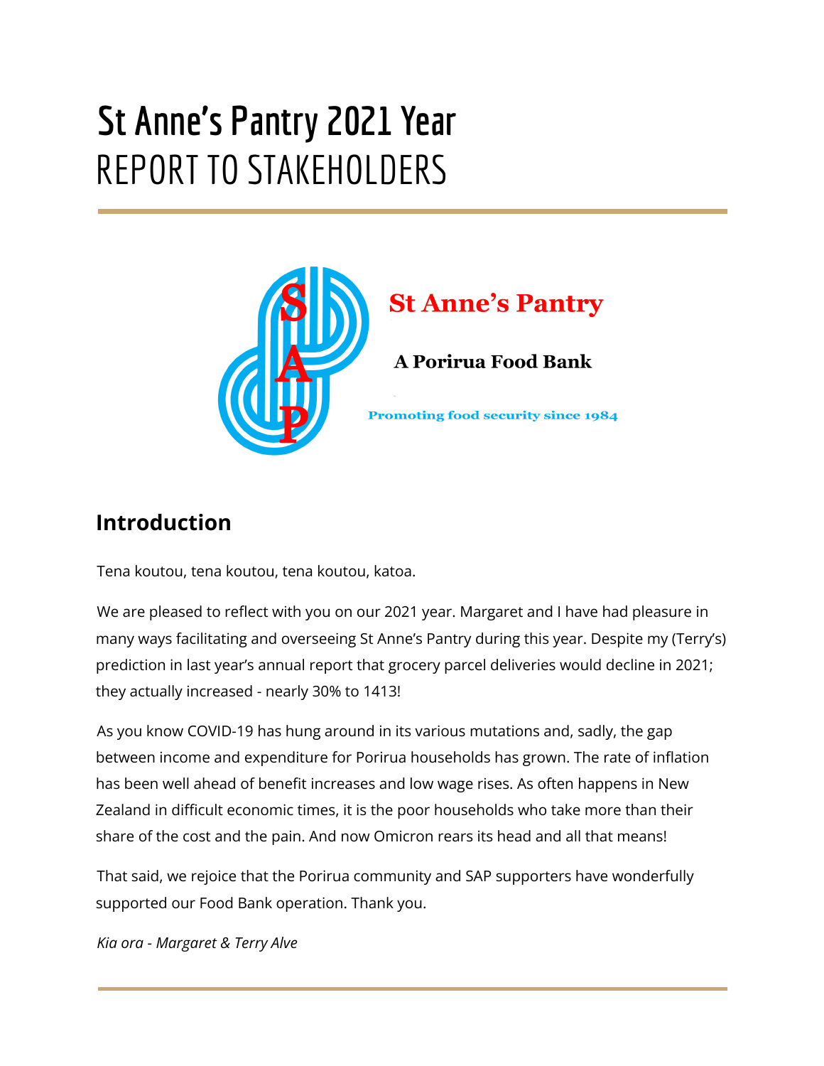# St Anne's Pantry 2021 Year
# REPORT TO STAKEHOLDERS

St Anne's Pantry

A Porirua Food Bank

Promoting food security since 1984

## Introduction

Tena koutou, tena koutou, tena koutou, katoa.

We are pleased to reflect with you on our 2021 year. Margaret and I have had pleasure in many ways facilitating and overseeing St Anne's Pantry during this year. Despite my (Terry's) prediction in last year's annual report that grocery parcel deliveries would decline in 2021; they actually increased - nearly 30% to 1413!

As you know COVID-19 has hung around in its various mutations and, sadly, the gap between income and expenditure for Porirua households has grown. The rate of inflation has been well ahead of benefit increases and low wage rises. As often happens in New Zealand in difficult economic times, it is the poor households who take more than their share of the cost and the pain. And now Omicron rears its head and all that means!

That said, we rejoice that the Porirua community and SAP supporters have wonderfully supported our Food Bank operation. Thank you.

*Kia ora - Margaret & Terry Alve*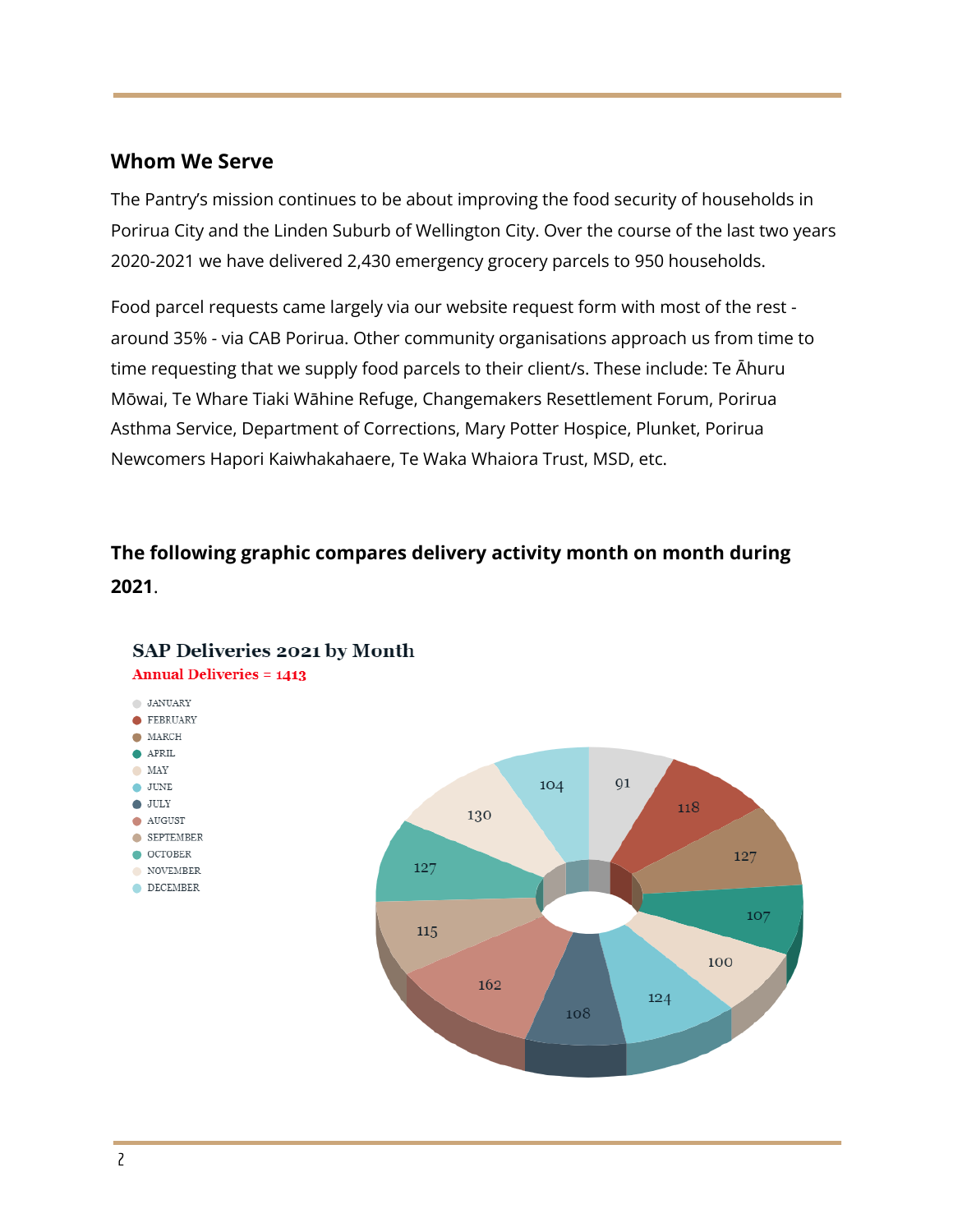## Whom We Serve

The Pantry's mission continues to be about improving the food security of households in Porirua City and the Linden Suburb of Wellington City. Over the course of the last two years 2020-2021 we have delivered 2,430 emergency grocery parcels to 950 households.

Food parcel requests came largely via our website request form with most of the rest - around 35% - via CAB Porirua. Other community organisations approach us from time to time requesting that we supply food parcels to their client/s. These include: Te Āhuru Mōwai, Te Whare Tiaki Wāhine Refuge, Changemakers Resettlement Forum, Porirua Asthma Service, Department of Corrections, Mary Potter Hospice, Plunket, Porirua Newcomers Hapori Kaiwhakahaere, Te Waka Whaiora Trust, MSD, etc.

**The following graphic compares delivery activity month on month during 2021**.

**SAP Deliveries 2021 by Month**

Annual Deliveries = 1413

| Month | Deliveries |
| --- | --- |
| JANUARY | 91 |
| FEBRUARY | 118 |
| MARCH | 127 |
| APRIL | 107 |
| MAY | 100 |
| JUNE | 124 |
| JULY | 108 |
| AUGUST | 162 |
| SEPTEMBER | 115 |
| OCTOBER | 127 |
| NOVEMBER | 130 |
| DECEMBER | 104 |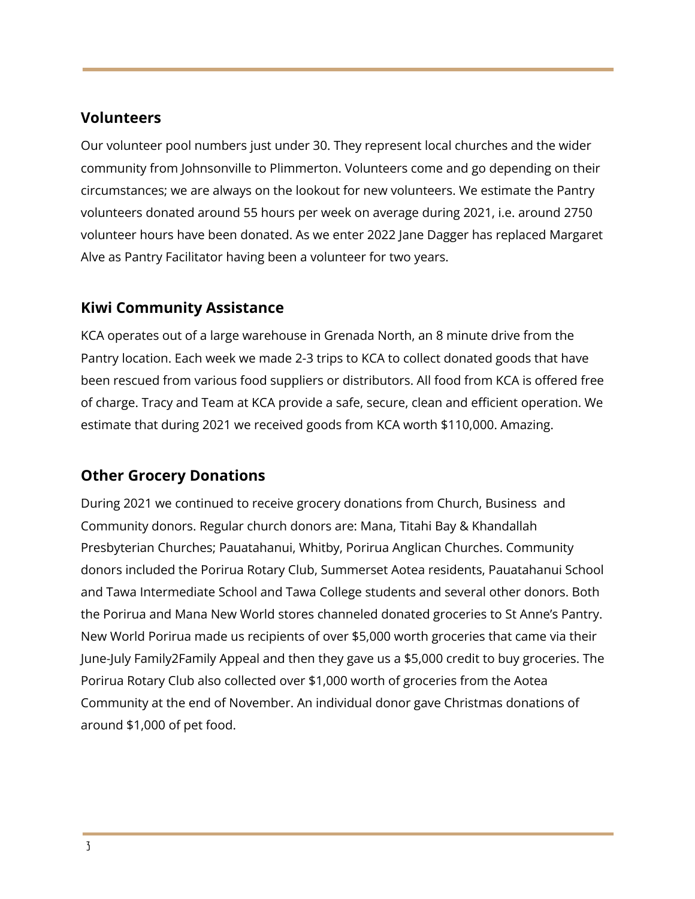## Volunteers

Our volunteer pool numbers just under 30. They represent local churches and the wider community from Johnsonville to Plimmerton. Volunteers come and go depending on their circumstances; we are always on the lookout for new volunteers. We estimate the Pantry volunteers donated around 55 hours per week on average during 2021, i.e. around 2750 volunteer hours have been donated. As we enter 2022 Jane Dagger has replaced Margaret Alve as Pantry Facilitator having been a volunteer for two years.

## Kiwi Community Assistance

KCA operates out of a large warehouse in Grenada North, an 8 minute drive from the Pantry location. Each week we made 2-3 trips to KCA to collect donated goods that have been rescued from various food suppliers or distributors. All food from KCA is offered free of charge. Tracy and Team at KCA provide a safe, secure, clean and efficient operation. We estimate that during 2021 we received goods from KCA worth $110,000. Amazing.

## Other Grocery Donations

During 2021 we continued to receive grocery donations from Church, Business and Community donors. Regular church donors are: Mana, Titahi Bay & Khandallah Presbyterian Churches; Pauatahanui, Whitby, Porirua Anglican Churches. Community donors included the Porirua Rotary Club, Summerset Aotea residents, Pauatahanui School and Tawa Intermediate School and Tawa College students and several other donors. Both the Porirua and Mana New World stores channeled donated groceries to St Anne's Pantry. New World Porirua made us recipients of over $5,000 worth groceries that came via their June-July Family2Family Appeal and then they gave us a $5,000 credit to buy groceries. The Porirua Rotary Club also collected over $1,000 worth of groceries from the Aotea Community at the end of November. An individual donor gave Christmas donations of around $1,000 of pet food.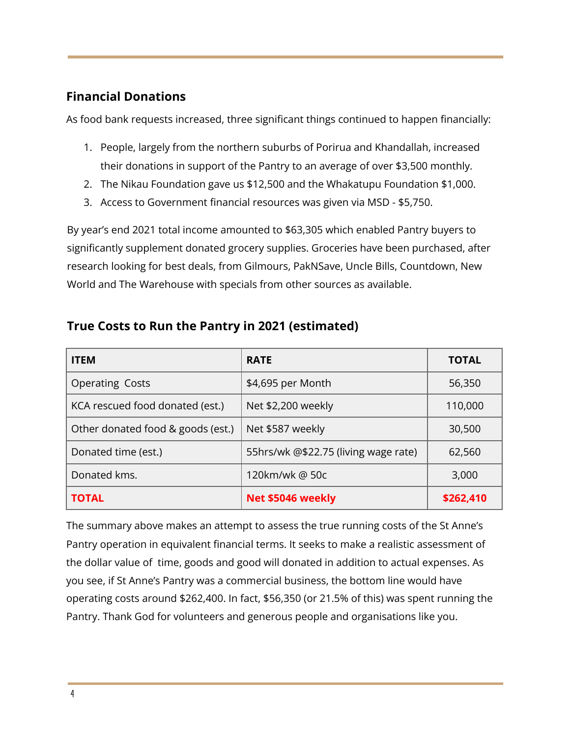## Financial Donations

As food bank requests increased, three significant things continued to happen financially:

1. People, largely from the northern suburbs of Porirua and Khandallah, increased their donations in support of the Pantry to an average of over $3,500 monthly.
2. The Nikau Foundation gave us $12,500 and the Whakatupu Foundation $1,000.
3. Access to Government financial resources was given via MSD - $5,750.

By year's end 2021 total income amounted to $63,305 which enabled Pantry buyers to significantly supplement donated grocery supplies. Groceries have been purchased, after research looking for best deals, from Gilmours, PakNSave, Uncle Bills, Countdown, New World and The Warehouse with specials from other sources as available.

## True Costs to Run the Pantry in 2021 (estimated)

| ITEM | RATE | TOTAL |
|---|---|---|
| Operating Costs | $4,695 per Month | 56,350 |
| KCA rescued food donated (est.) | Net $2,200 weekly | 110,000 |
| Other donated food & goods (est.) | Net $587 weekly | 30,500 |
| Donated time (est.) | 55hrs/wk @$22.75 (living wage rate) | 62,560 |
| Donated kms. | 120km/wk @ 50c | 3,000 |
| **TOTAL** | **Net $5046 weekly** | **$262,410** |

The summary above makes an attempt to assess the true running costs of the St Anne's Pantry operation in equivalent financial terms. It seeks to make a realistic assessment of the dollar value of time, goods and good will donated in addition to actual expenses. As you see, if St Anne's Pantry was a commercial business, the bottom line would have operating costs around $262,400. In fact, $56,350 (or 21.5% of this) was spent running the Pantry. Thank God for volunteers and generous people and organisations like you.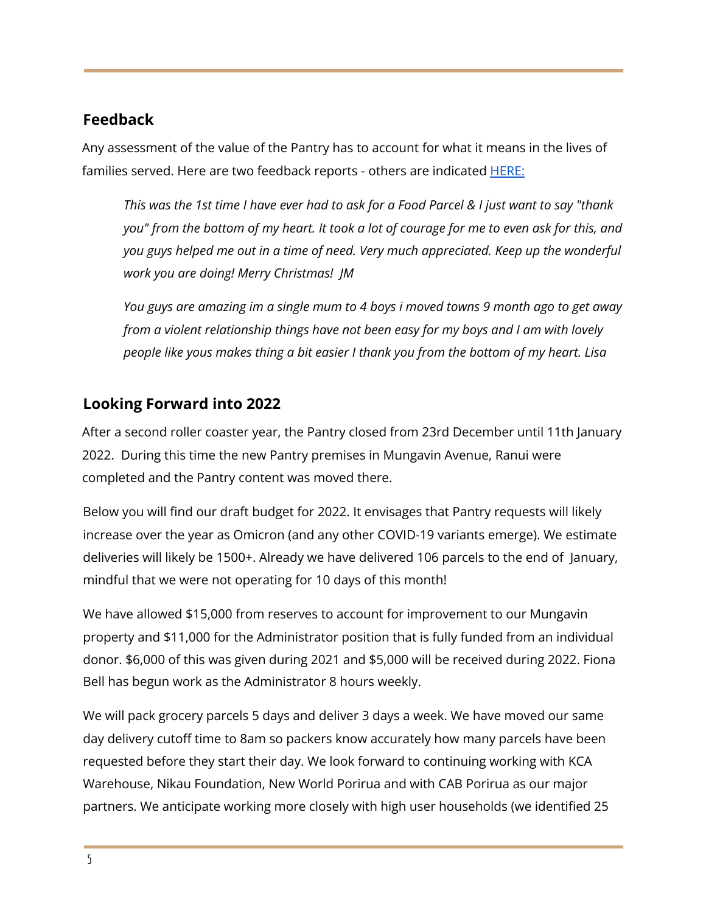## Feedback

Any assessment of the value of the Pantry has to account for what it means in the lives of families served. Here are two feedback reports - others are indicated [HERE:]

> *This was the 1st time I have ever had to ask for a Food Parcel & I just want to say "thank you" from the bottom of my heart. It took a lot of courage for me to even ask for this, and you guys helped me out in a time of need. Very much appreciated. Keep up the wonderful work you are doing! Merry Christmas! JM*
>
> *You guys are amazing im a single mum to 4 boys i moved towns 9 month ago to get away from a violent relationship things have not been easy for my boys and I am with lovely people like yous makes thing a bit easier I thank you from the bottom of my heart. Lisa*

## Looking Forward into 2022

After a second roller coaster year, the Pantry closed from 23rd December until 11th January 2022. During this time the new Pantry premises in Mungavin Avenue, Ranui were completed and the Pantry content was moved there.

Below you will find our draft budget for 2022. It envisages that Pantry requests will likely increase over the year as Omicron (and any other COVID-19 variants emerge). We estimate deliveries will likely be 1500+. Already we have delivered 106 parcels to the end of January, mindful that we were not operating for 10 days of this month!

We have allowed $15,000 from reserves to account for improvement to our Mungavin property and $11,000 for the Administrator position that is fully funded from an individual donor. $6,000 of this was given during 2021 and $5,000 will be received during 2022. Fiona Bell has begun work as the Administrator 8 hours weekly.

We will pack grocery parcels 5 days and deliver 3 days a week. We have moved our same day delivery cutoff time to 8am so packers know accurately how many parcels have been requested before they start their day. We look forward to continuing working with KCA Warehouse, Nikau Foundation, New World Porirua and with CAB Porirua as our major partners. We anticipate working more closely with high user households (we identified 25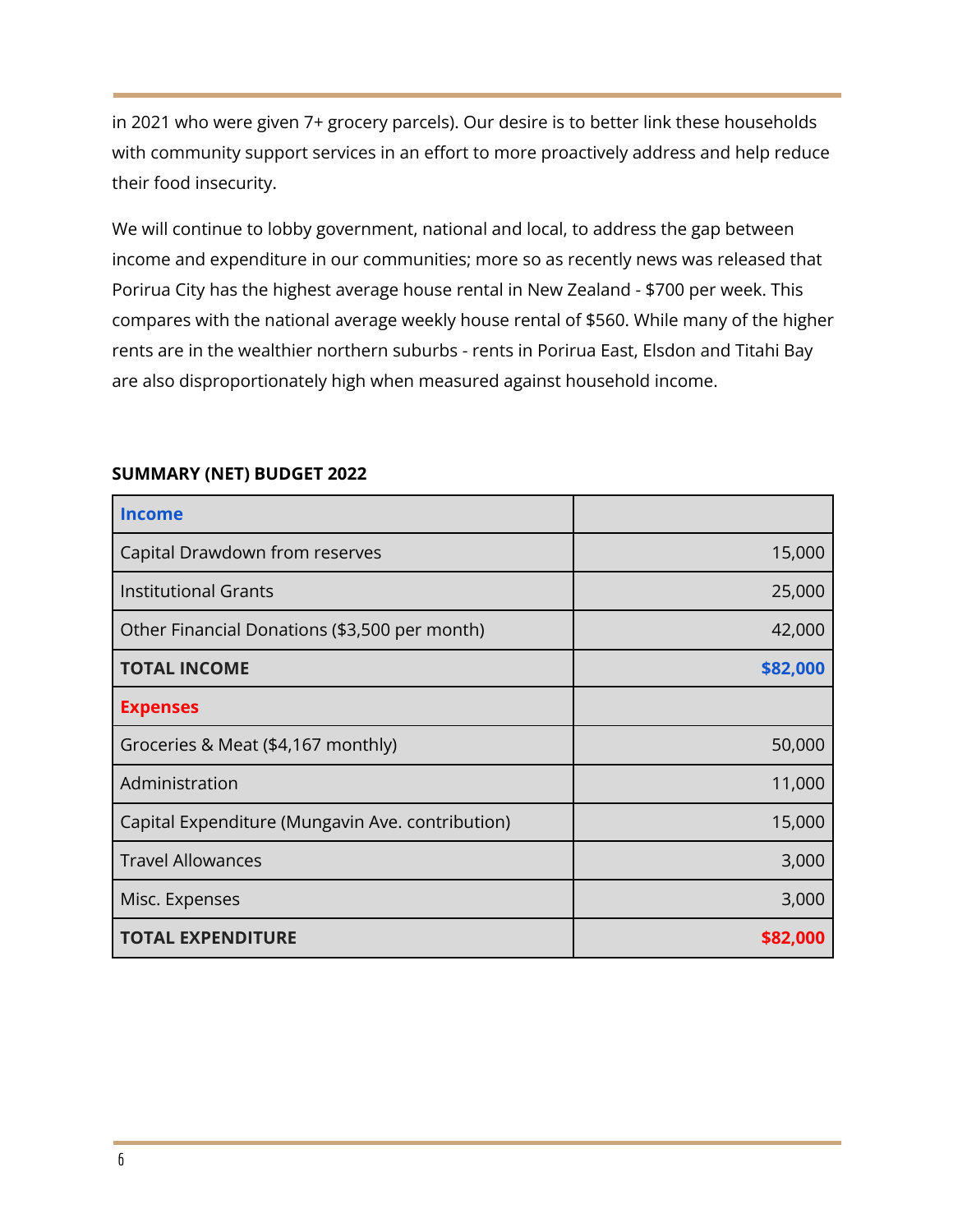in 2021 who were given 7+ grocery parcels). Our desire is to better link these households with community support services in an effort to more proactively address and help reduce their food insecurity.

We will continue to lobby government, national and local, to address the gap between income and expenditure in our communities; more so as recently news was released that Porirua City has the highest average house rental in New Zealand - $700 per week. This compares with the national average weekly house rental of $560. While many of the higher rents are in the wealthier northern suburbs - rents in Porirua East, Elsdon and Titahi Bay are also disproportionately high when measured against household income.

**SUMMARY (NET) BUDGET 2022**

| **Income** | |
|---|---:|
| Capital Drawdown from reserves | 15,000 |
| Institutional Grants | 25,000 |
| Other Financial Donations ($3,500 per month) | 42,000 |
| **TOTAL INCOME** | **$82,000** |
| **Expenses** | |
| Groceries & Meat ($4,167 monthly) | 50,000 |
| Administration | 11,000 |
| Capital Expenditure (Mungavin Ave. contribution) | 15,000 |
| Travel Allowances | 3,000 |
| Misc. Expenses | 3,000 |
| **TOTAL EXPENDITURE** | **$82,000** |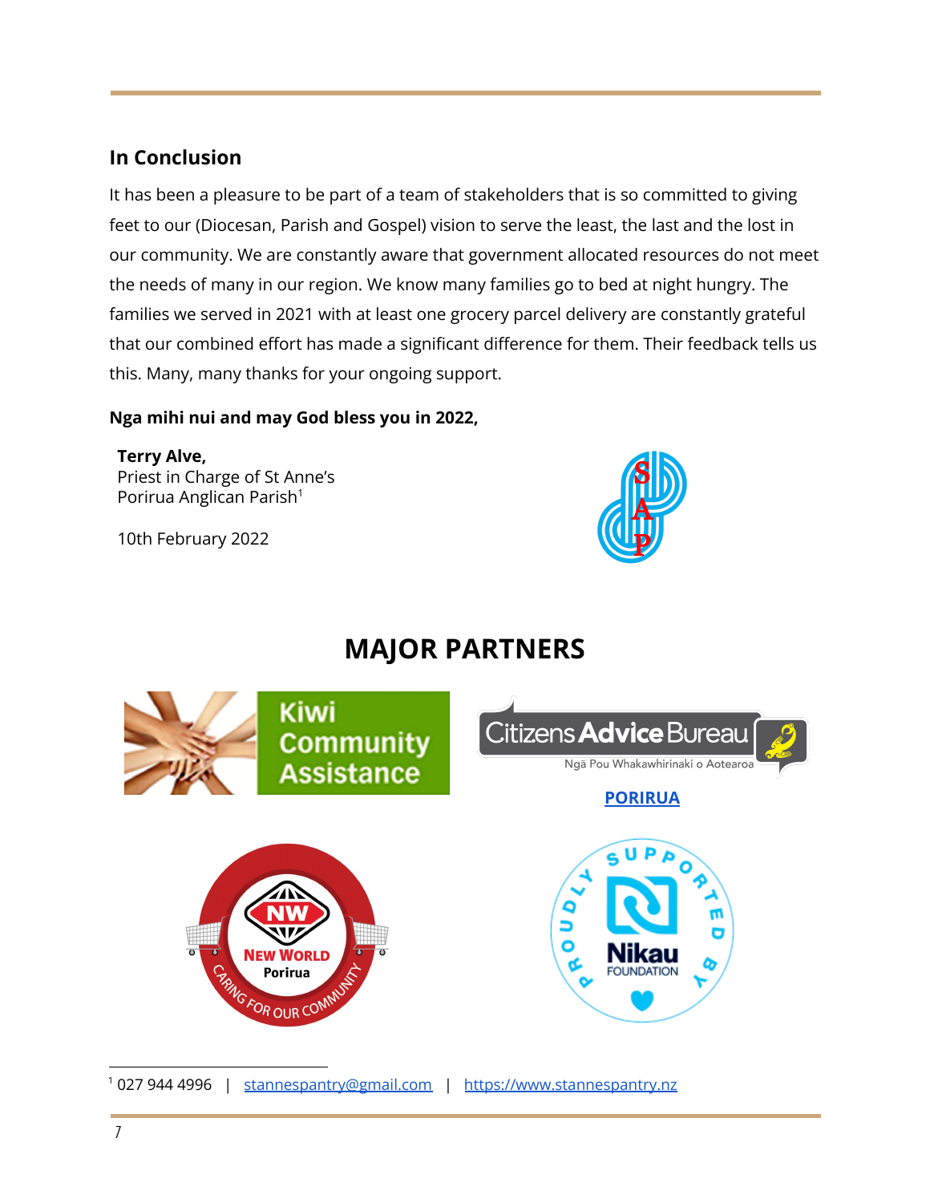## In Conclusion

It has been a pleasure to be part of a team of stakeholders that is so committed to giving feet to our (Diocesan, Parish and Gospel) vision to serve the least, the last and the lost in our community. We are constantly aware that government allocated resources do not meet the needs of many in our region. We know many families go to bed at night hungry. The families we served in 2021 with at least one grocery parcel delivery are constantly grateful that our combined effort has made a significant difference for them. Their feedback tells us this. Many, many thanks for your ongoing support.

**Nga mihi nui and may God bless you in 2022,**

**Terry Alve,**
Priest in Charge of St Anne's
Porirua Anglican Parish[1]

10th February 2022

# MAJOR PARTNERS

Kiwi Community Assistance

Citizens Advice Bureau
Ngā Pou Whakawhirinaki o Aotearoa
PORIRUA

NW New World Porirua
Caring for our community

Proudly supported by Nikau Foundation

[1] 027 944 4996 | stannespantry@gmail.com | https://www.stannespantry.nz